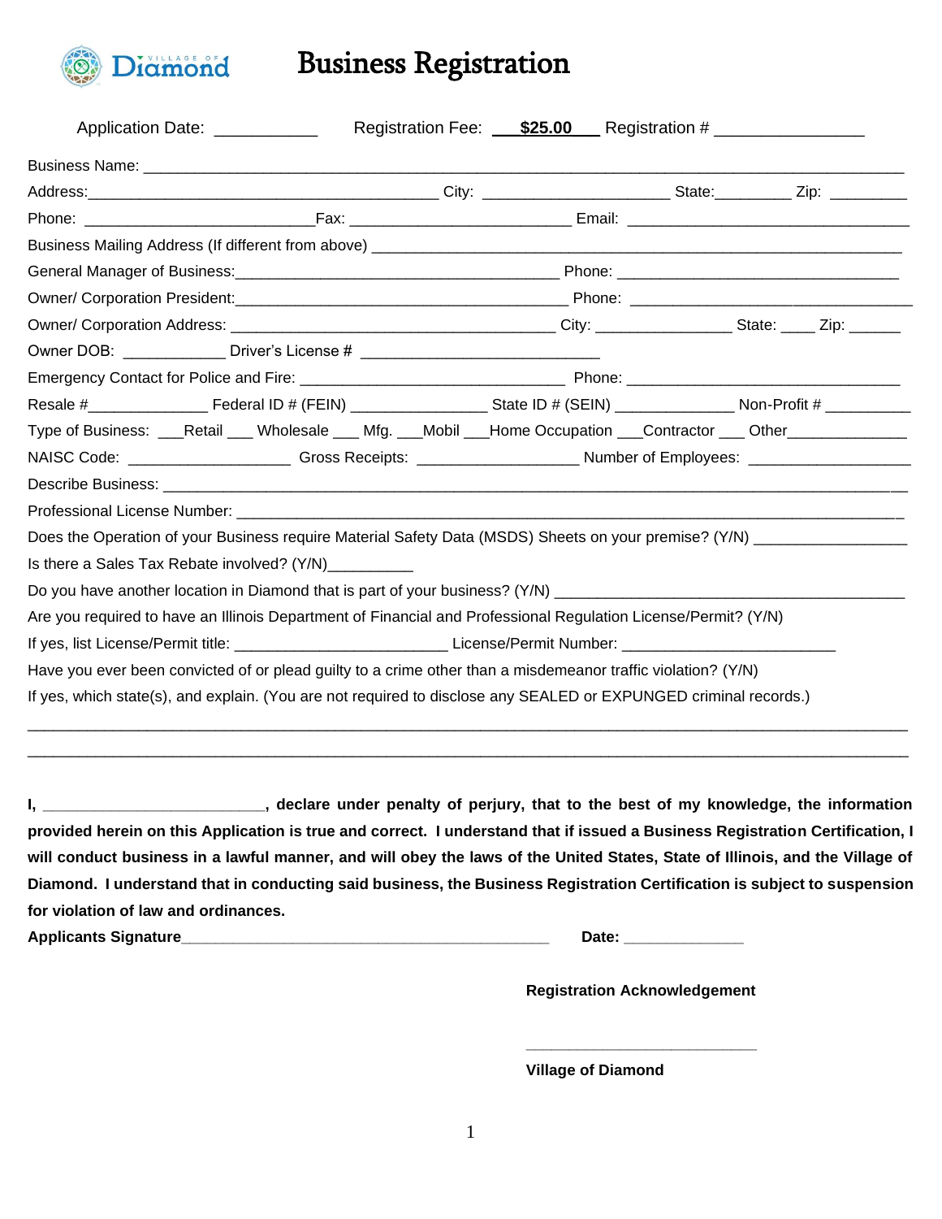Village of Diamond

# Business Registration

Application Date: ___________ Registration Fee: ___**$25.00**___ Registration # ________________

Business Name: ____________________________________________________________________________

Address:_______________________________________ City: _____________________ State:_________ Zip: _________

Phone: __________________________Fax: _________________________ Email: ________________________________

Business Mailing Address (If different from above) ____________________________________________________

General Manager of Business:____________________________________ Phone: ______________________________

Owner/ Corporation President:____________________________________ Phone: ______________________________

Owner/ Corporation Address: ____________________________________ City: _______________ State: ____ Zip: ______

Owner DOB: ___________ Driver's License # ___________________________

Emergency Contact for Police and Fire: ______________________________ Phone: ______________________________

Resale #_____________ Federal ID # (FEIN) _______________ State ID # (SEIN) _____________ Non-Profit # __________

Type of Business: ___Retail ___ Wholesale ___ Mfg. ___Mobil ___Home Occupation ___Contractor ___ Other_____________

NAISC Code: __________________ Gross Receipts: __________________ Number of Employees: __________________

Describe Business: ____________________________________________________________________________

Professional License Number: ___________________________________________________________________

Does the Operation of your Business require Material Safety Data (MSDS) Sheets on your premise? (Y/N) _________________

Is there a Sales Tax Rebate involved? (Y/N)__________

Do you have another location in Diamond that is part of your business? (Y/N) ________________________________________

Are you required to have an Illinois Department of Financial and Professional Regulation License/Permit? (Y/N)

If yes, list License/Permit title: ________________________ License/Permit Number: ________________________

Have you ever been convicted of or plead guilty to a crime other than a misdemeanor traffic violation? (Y/N)

If yes, which state(s), and explain. (You are not required to disclose any SEALED or EXPUNGED criminal records.)

____________________________________________________________________________________________

____________________________________________________________________________________________

**I, ________________________, declare under penalty of perjury, that to the best of my knowledge, the information provided herein on this Application is true and correct. I understand that if issued a Business Registration Certification, I will conduct business in a lawful manner, and will obey the laws of the United States, State of Illinois, and the Village of Diamond. I understand that in conducting said business, the Business Registration Certification is subject to suspension for violation of law and ordinances.**

**Applicants Signature**__________________________________________ **Date:** ______________

**Registration Acknowledgement**

___________________________

**Village of Diamond**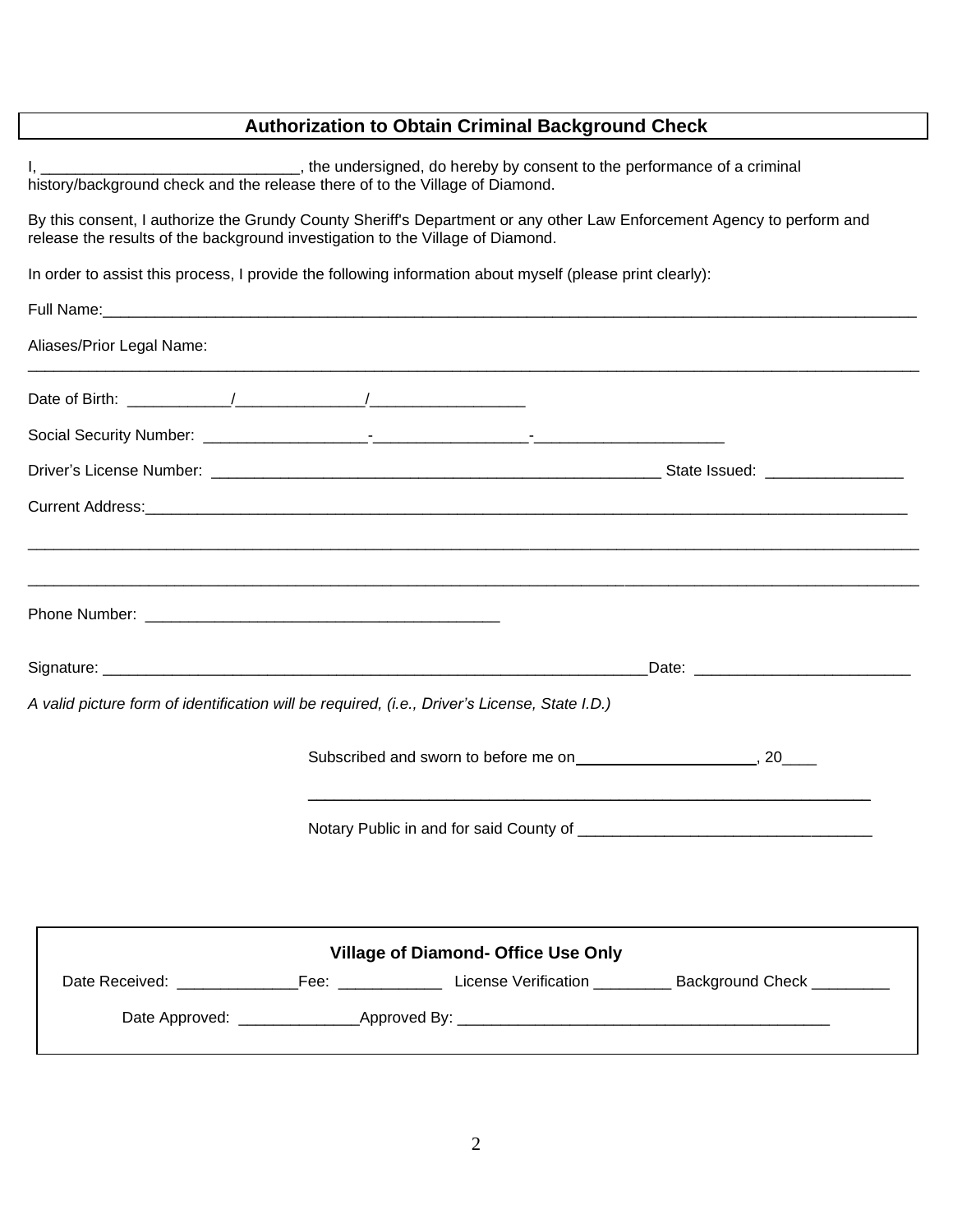## Authorization to Obtain Criminal Background Check

I, ______________________________, the undersigned, do hereby by consent to the performance of a criminal history/background check and the release there of to the Village of Diamond.

By this consent, I authorize the Grundy County Sheriff's Department or any other Law Enforcement Agency to perform and release the results of the background investigation to the Village of Diamond.

In order to assist this process, I provide the following information about myself (please print clearly):

Full Name:_____________________________________________________________________________________________

Aliases/Prior Legal Name:

_______________________________________________________________________________________________________

Date of Birth: ____________/_______________/__________________

Social Security Number: ___________________-__________________-______________________

Driver's License Number: ______________________________________________________ State Issued: ________________

Current Address:_______________________________________________________________________________________

_______________________________________________________________________________________________________

_______________________________________________________________________________________________________

Phone Number: __________________________________________

Signature: _________________________________________________________________Date: _________________________

*A valid picture form of identification will be required, (i.e., Driver's License, State I.D.)*

Subscribed and sworn to before me on_____________________, 20____

__________________________________________________________________

Notary Public in and for said County of _________________________________

**Village of Diamond- Office Use Only**

Date Received: ______________Fee: ____________ License Verification _________ Background Check _________

Date Approved: ______________Approved By: ___________________________________________